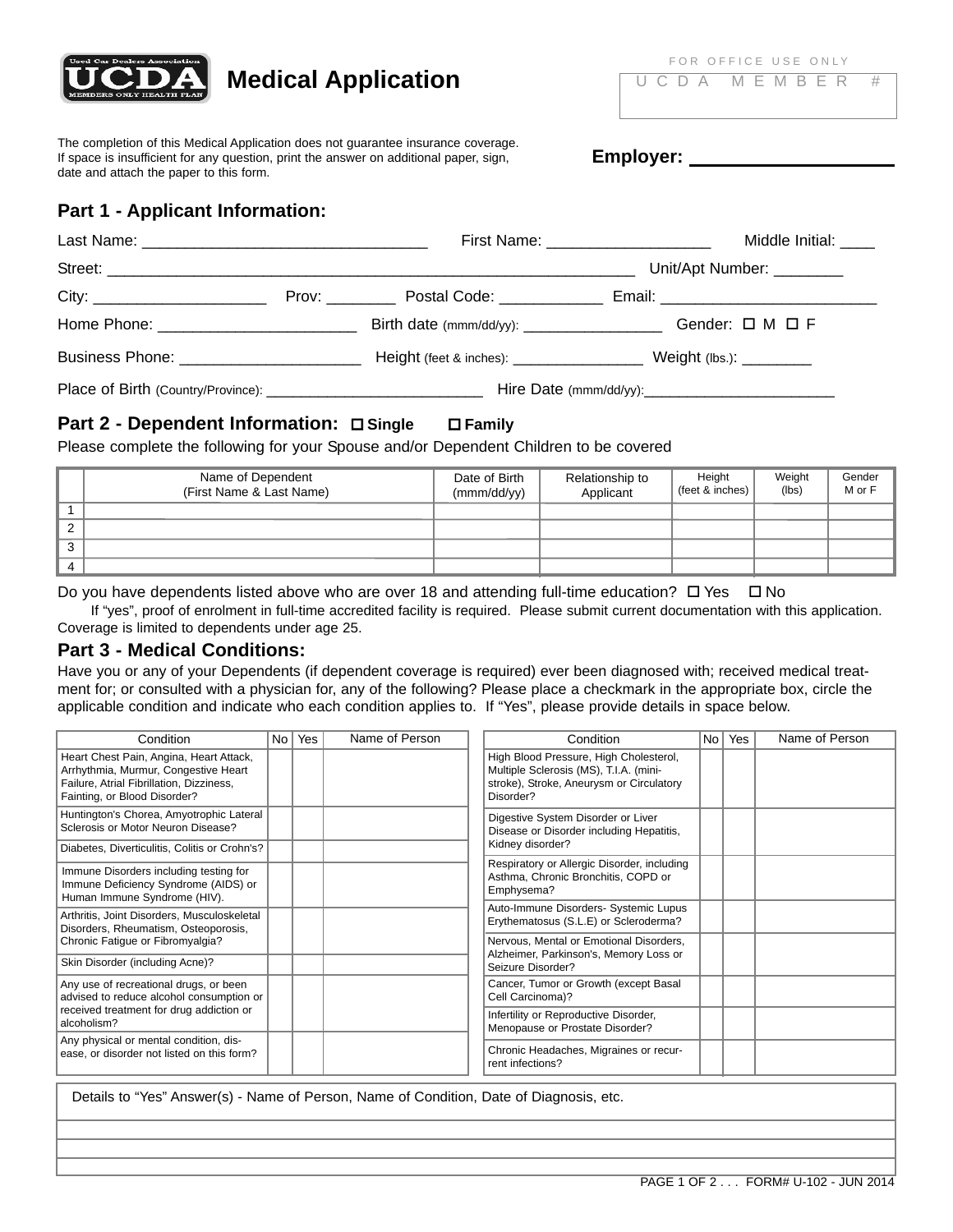# Medical Application

FOR OFFICE USE ONLY

UCDA MEMBER #

The completion of this Medical Application does not guarantee insurance coverage.
If space is insufficient for any question, print the answer on additional paper, sign, date and attach the paper to this form.

**Employer:** ____________________

## Part 1 - Applicant Information:

Last Name: ________________________________ First Name: __________________ Middle Initial: ____

Street: ____________________________________________________________ Unit/Apt Number: ________

City: ___________________ Prov: ________ Postal Code: ___________ Email: ________________________

Home Phone: ______________________ Birth date (mmm/dd/yy): ________________ Gender: ☐ M ☐ F

Business Phone: ____________________ Height (feet & inches): _______________ Weight (lbs.): ________

Place of Birth (Country/Province): __________________________ Hire Date (mmm/dd/yy):______________________

## Part 2 - Dependent Information: ☐ Single ☐ Family

Please complete the following for your Spouse and/or Dependent Children to be covered

| | Name of Dependent (First Name & Last Name) | Date of Birth (mmm/dd/yy) | Relationship to Applicant | Height (feet & inches) | Weight (lbs) | Gender M or F |
|---|---|---|---|---|---|---|
| 1 | | | | | | |
| 2 | | | | | | |
| 3 | | | | | | |
| 4 | | | | | | |

Do you have dependents listed above who are over 18 and attending full-time education? ☐ Yes ☐ No

If "yes", proof of enrolment in full-time accredited facility is required. Please submit current documentation with this application. Coverage is limited to dependents under age 25.

## Part 3 - Medical Conditions:

Have you or any of your Dependents (if dependent coverage is required) ever been diagnosed with; received medical treatment for; or consulted with a physician for, any of the following? Please place a checkmark in the appropriate box, circle the applicable condition and indicate who each condition applies to. If "Yes", please provide details in space below.

| Condition | No | Yes | Name of Person |
|---|---|---|---|
| Heart Chest Pain, Angina, Heart Attack, Arrhythmia, Murmur, Congestive Heart Failure, Atrial Fibrillation, Dizziness, Fainting, or Blood Disorder? | | | |
| Huntington's Chorea, Amyotrophic Lateral Sclerosis or Motor Neuron Disease? | | | |
| Diabetes, Diverticulitis, Colitis or Crohn's? | | | |
| Immune Disorders including testing for Immune Deficiency Syndrome (AIDS) or Human Immune Syndrome (HIV). | | | |
| Arthritis, Joint Disorders, Musculoskeletal Disorders, Rheumatism, Osteoporosis, Chronic Fatigue or Fibromyalgia? | | | |
| Skin Disorder (including Acne)? | | | |
| Any use of recreational drugs, or been advised to reduce alcohol consumption or received treatment for drug addiction or alcoholism? | | | |
| Any physical or mental condition, disease, or disorder not listed on this form? | | | |

| Condition | No | Yes | Name of Person |
|---|---|---|---|
| High Blood Pressure, High Cholesterol, Multiple Sclerosis (MS), T.I.A. (mini-stroke), Stroke, Aneurysm or Circulatory Disorder? | | | |
| Digestive System Disorder or Liver Disease or Disorder including Hepatitis, Kidney disorder? | | | |
| Respiratory or Allergic Disorder, including Asthma, Chronic Bronchitis, COPD or Emphysema? | | | |
| Auto-Immune Disorders- Systemic Lupus Erythematosus (S.L.E) or Scleroderma? | | | |
| Nervous, Mental or Emotional Disorders, Alzheimer, Parkinson's, Memory Loss or Seizure Disorder? | | | |
| Cancer, Tumor or Growth (except Basal Cell Carcinoma)? | | | |
| Infertility or Reproductive Disorder, Menopause or Prostate Disorder? | | | |
| Chronic Headaches, Migraines or recurrent infections? | | | |

| Details to "Yes" Answer(s) - Name of Person, Name of Condition, Date of Diagnosis, etc. |
|---|
| |
| |
| |

FORM# U-102 - JUN 2014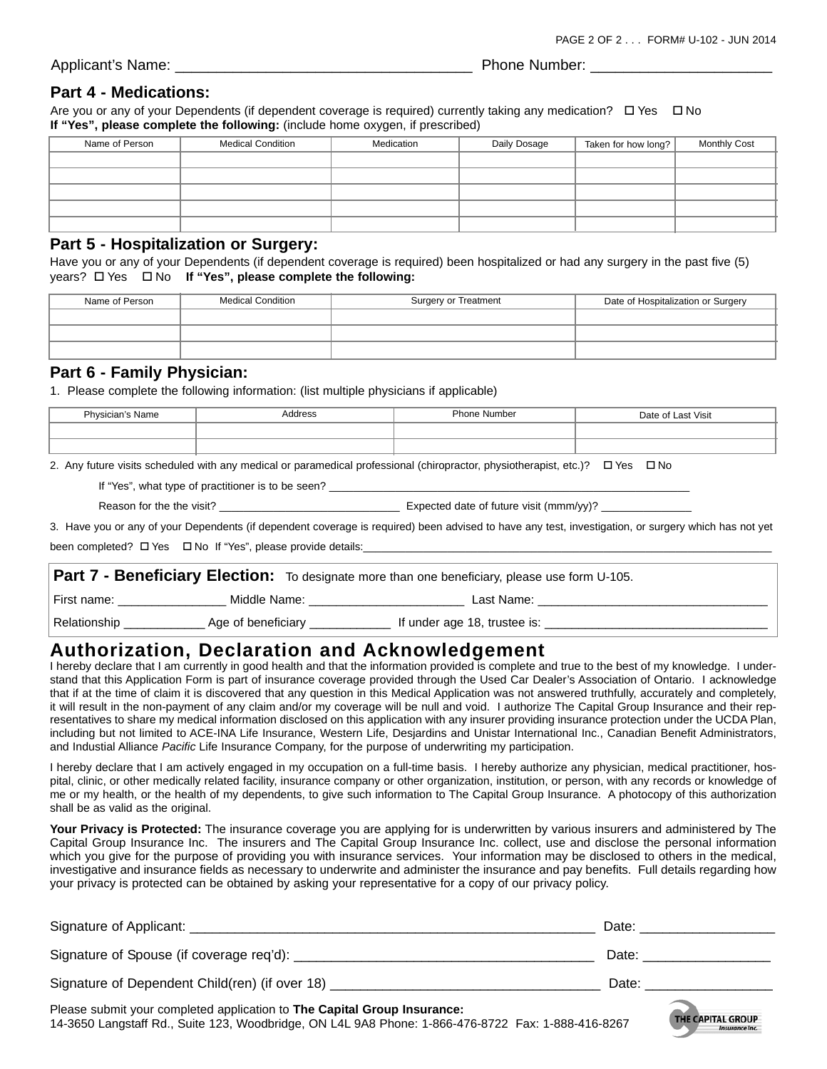Applicant's Name: ___________________________________ Phone Number: _____________________

## Part 4 - Medications:

Are you or any of your Dependents (if dependent coverage is required) currently taking any medication? ☐ Yes ☐ No

**If "Yes", please complete the following:** (include home oxygen, if prescribed)

| Name of Person | Medical Condition | Medication | Daily Dosage | Taken for how long? | Monthly Cost |
|---|---|---|---|---|---|
| | | | | | |
| | | | | | |
| | | | | | |
| | | | | | |
| | | | | | |

## Part 5 - Hospitalization or Surgery:

Have you or any of your Dependents (if dependent coverage is required) been hospitalized or had any surgery in the past five (5) years? ☐ Yes ☐ No **If "Yes", please complete the following:**

| Name of Person | Medical Condition | Surgery or Treatment | Date of Hospitalization or Surgery |
|---|---|---|---|
| | | | |
| | | | |
| | | | |

## Part 6 - Family Physician:

1. Please complete the following information: (list multiple physicians if applicable)

| Physician's Name | Address | Phone Number | Date of Last Visit |
|---|---|---|---|
| | | | |
| | | | |

2. Any future visits scheduled with any medical or paramedical professional (chiropractor, physiotherapist, etc.)? ☐ Yes ☐ No

   If "Yes", what type of practitioner is to be seen? ______________________________

   Reason for the the visit? ______________________ Expected date of future visit (mmm/yy)? ____________

3. Have you or any of your Dependents (if dependent coverage is required) been advised to have any test, investigation, or surgery which has not yet been completed? ☐ Yes ☐ No If "Yes", please provide details:______________________________

## Part 7 - Beneficiary Election:

To designate more than one beneficiary, please use form U-105.

First name: _______________ Middle Name: ______________________ Last Name: ________________________________

Relationship ___________ Age of beneficiary ___________ If under age 18, trustee is: _______________________________

## Authorization, Declaration and Acknowledgement

I hereby declare that I am currently in good health and that the information provided is complete and true to the best of my knowledge. I understand that this Application Form is part of insurance coverage provided through the Used Car Dealer's Association of Ontario. I acknowledge that if at the time of claim it is discovered that any question in this Medical Application was not answered truthfully, accurately and completely, it will result in the non-payment of any claim and/or my coverage will be null and void. I authorize The Capital Group Insurance and their representatives to share my medical information disclosed on this application with any insurer providing insurance protection under the UCDA Plan, including but not limited to ACE-INA Life Insurance, Western Life, Desjardins and Unistar International Inc., Canadian Benefit Administrators, and Industial Alliance *Pacific* Life Insurance Company, for the purpose of underwriting my participation.

I hereby declare that I am actively engaged in my occupation on a full-time basis. I hereby authorize any physician, medical practitioner, hospital, clinic, or other medically related facility, insurance company or other organization, institution, or person, with any records or knowledge of me or my health, or the health of my dependents, to give such information to The Capital Group Insurance. A photocopy of this authorization shall be as valid as the original.

**Your Privacy is Protected:** The insurance coverage you are applying for is underwritten by various insurers and administered by The Capital Group Insurance Inc. The insurers and The Capital Group Insurance Inc. collect, use and disclose the personal information which you give for the purpose of providing you with insurance services. Your information may be disclosed to others in the medical, investigative and insurance fields as necessary to underwrite and administer the insurance and pay benefits. Full details regarding how your privacy is protected can be obtained by asking your representative for a copy of our privacy policy.

Signature of Applicant: ______________________________________________ Date: _________________

Signature of Spouse (if coverage req'd): ________________________________ Date: ________________

Signature of Dependent Child(ren) (if over 18) ___________________________ Date: ________________

Please submit your completed application to **The Capital Group Insurance:**
14-3650 Langstaff Rd., Suite 123, Woodbridge, ON L4L 9A8 Phone: 1-866-476-8722 Fax: 1-888-416-8267

THE CAPITAL GROUP Insurance Inc.